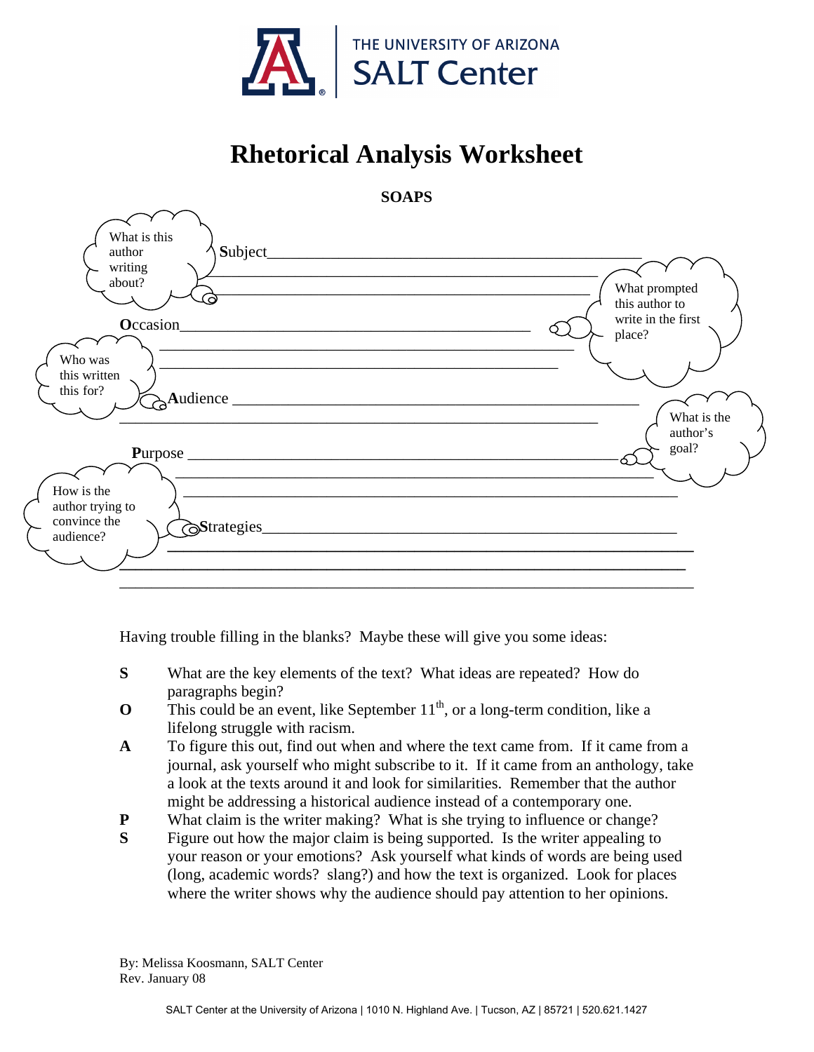THE UNIVERSITY OF ARIZONA
SALT Center

# Rhetorical Analysis Worksheet

**SOAPS**

*What is this author writing about?*

**S**ubject\_\_\_\_\_\_\_\_\_\_\_\_\_\_\_\_\_\_\_\_\_\_\_\_\_\_\_\_\_\_\_\_\_\_\_\_\_\_\_\_\_\_\_\_\_\_\_\_\_\_

\_\_\_\_\_\_\_\_\_\_\_\_\_\_\_\_\_\_\_\_\_\_\_\_\_\_\_\_\_\_\_\_\_\_\_\_\_\_\_\_\_\_\_\_\_\_\_\_\_\_\_\_\_\_

\_\_\_\_\_\_\_\_\_\_\_\_\_\_\_\_\_\_\_\_\_\_\_\_\_\_\_\_\_\_\_\_\_\_\_\_\_\_\_\_\_\_\_\_\_\_\_\_\_\_\_\_\_\_

*What prompted this author to write in the first place?*

**O**ccasion\_\_\_\_\_\_\_\_\_\_\_\_\_\_\_\_\_\_\_\_\_\_\_\_\_\_\_\_\_\_\_\_\_\_\_\_\_\_\_\_\_\_\_\_\_\_\_\_

\_\_\_\_\_\_\_\_\_\_\_\_\_\_\_\_\_\_\_\_\_\_\_\_\_\_\_\_\_\_\_\_\_\_\_\_\_\_\_\_\_\_\_\_\_\_\_\_\_\_\_\_\_\_

\_\_\_\_\_\_\_\_\_\_\_\_\_\_\_\_\_\_\_\_\_\_\_\_\_\_\_\_\_\_\_\_\_\_\_\_\_\_\_\_\_\_\_\_\_\_\_\_\_\_\_\_\_\_

*Who was this written this for?*

**A**udience \_\_\_\_\_\_\_\_\_\_\_\_\_\_\_\_\_\_\_\_\_\_\_\_\_\_\_\_\_\_\_\_\_\_\_\_\_\_\_\_\_\_\_\_\_\_\_\_\_

\_\_\_\_\_\_\_\_\_\_\_\_\_\_\_\_\_\_\_\_\_\_\_\_\_\_\_\_\_\_\_\_\_\_\_\_\_\_\_\_\_\_\_\_\_\_\_\_\_\_\_\_\_\_

*What is the author's goal?*

**P**urpose \_\_\_\_\_\_\_\_\_\_\_\_\_\_\_\_\_\_\_\_\_\_\_\_\_\_\_\_\_\_\_\_\_\_\_\_\_\_\_\_\_\_\_\_\_\_\_\_\_\_

\_\_\_\_\_\_\_\_\_\_\_\_\_\_\_\_\_\_\_\_\_\_\_\_\_\_\_\_\_\_\_\_\_\_\_\_\_\_\_\_\_\_\_\_\_\_\_\_\_\_\_\_\_\_

\_\_\_\_\_\_\_\_\_\_\_\_\_\_\_\_\_\_\_\_\_\_\_\_\_\_\_\_\_\_\_\_\_\_\_\_\_\_\_\_\_\_\_\_\_\_\_\_\_\_\_\_\_\_

*How is the author trying to convince the audience?*

**S**trategies\_\_\_\_\_\_\_\_\_\_\_\_\_\_\_\_\_\_\_\_\_\_\_\_\_\_\_\_\_\_\_\_\_\_\_\_\_\_\_\_\_\_\_\_\_\_\_\_

\_\_\_\_\_\_\_\_\_\_\_\_\_\_\_\_\_\_\_\_\_\_\_\_\_\_\_\_\_\_\_\_\_\_\_\_\_\_\_\_\_\_\_\_\_\_\_\_\_\_\_\_\_\_

\_\_\_\_\_\_\_\_\_\_\_\_\_\_\_\_\_\_\_\_\_\_\_\_\_\_\_\_\_\_\_\_\_\_\_\_\_\_\_\_\_\_\_\_\_\_\_\_\_\_\_\_\_\_

\_\_\_\_\_\_\_\_\_\_\_\_\_\_\_\_\_\_\_\_\_\_\_\_\_\_\_\_\_\_\_\_\_\_\_\_\_\_\_\_\_\_\_\_\_\_\_\_\_\_\_\_\_\_

Having trouble filling in the blanks? Maybe these will give you some ideas:

**S** What are the key elements of the text? What ideas are repeated? How do paragraphs begin?

**O** This could be an event, like September 11th, or a long-term condition, like a lifelong struggle with racism.

**A** To figure this out, find out when and where the text came from. If it came from a journal, ask yourself who might subscribe to it. If it came from an anthology, take a look at the texts around it and look for similarities. Remember that the author might be addressing a historical audience instead of a contemporary one.

**P** What claim is the writer making? What is she trying to influence or change?

**S** Figure out how the major claim is being supported. Is the writer appealing to your reason or your emotions? Ask yourself what kinds of words are being used (long, academic words? slang?) and how the text is organized. Look for places where the writer shows why the audience should pay attention to her opinions.

By: Melissa Koosmann, SALT Center
Rev. January 08

SALT Center at the University of Arizona | 1010 N. Highland Ave. | Tucson, AZ | 85721 | 520.621.1427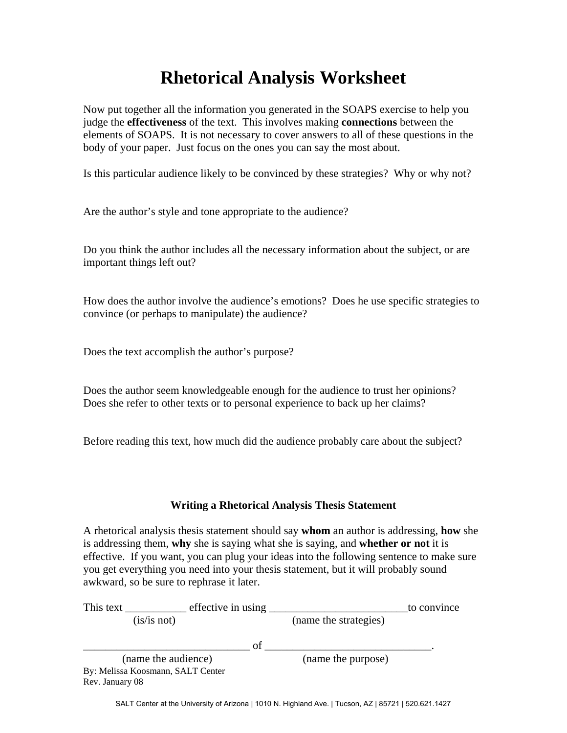# Rhetorical Analysis Worksheet

Now put together all the information you generated in the SOAPS exercise to help you judge the **effectiveness** of the text. This involves making **connections** between the elements of SOAPS. It is not necessary to cover answers to all of these questions in the body of your paper. Just focus on the ones you can say the most about.

Is this particular audience likely to be convinced by these strategies? Why or why not?

Are the author's style and tone appropriate to the audience?

Do you think the author includes all the necessary information about the subject, or are important things left out?

How does the author involve the audience's emotions? Does he use specific strategies to convince (or perhaps to manipulate) the audience?

Does the text accomplish the author's purpose?

Does the author seem knowledgeable enough for the audience to trust her opinions? Does she refer to other texts or to personal experience to back up her claims?

Before reading this text, how much did the audience probably care about the subject?

### Writing a Rhetorical Analysis Thesis Statement

A rhetorical analysis thesis statement should say **whom** an author is addressing, **how** she is addressing them, **why** she is saying what she is saying, and **whether or not** it is effective. If you want, you can plug your ideas into the following sentence to make sure you get everything you need into your thesis statement, but it will probably sound awkward, so be sure to rephrase it later.

This text ___________ effective in using _________________________to convince
(is/is not) (name the strategies)

______________________________ of ______________________________.
(name the audience) (name the purpose)

By: Melissa Koosmann, SALT Center
Rev. January 08

SALT Center at the University of Arizona | 1010 N. Highland Ave. | Tucson, AZ | 85721 | 520.621.1427